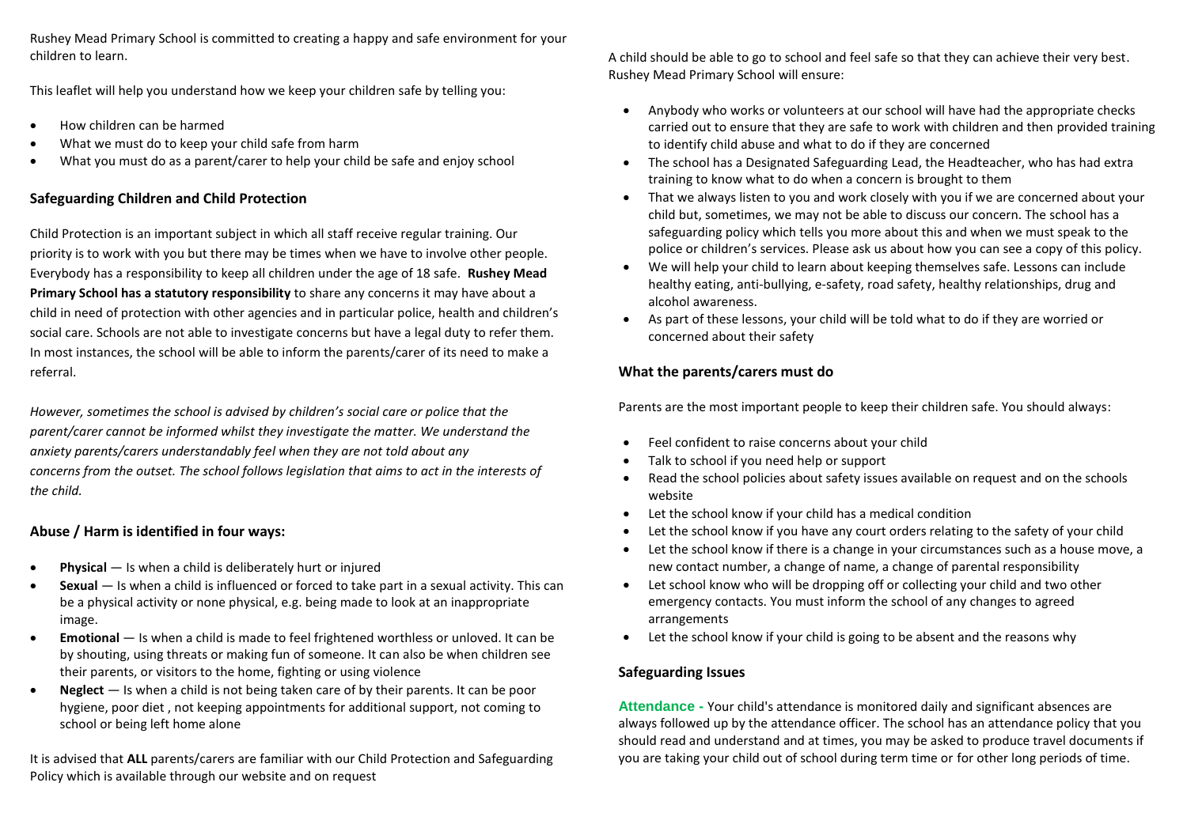Rushey Mead Primary School is committed to creating a happy and safe environment for your children to learn.

This leaflet will help you understand how we keep your children safe by telling you:

- How children can be harmed
- What we must do to keep your child safe from harm
- What you must do as a parent/carer to help your child be safe and enjoy school

## Safeguarding Children and Child Protection

Child Protection is an important subject in which all staff receive regular training. Our priority is to work with you but there may be times when we have to involve other people. Everybody has a responsibility to keep all children under the age of 18 safe. **Rushey Mead Primary School has a statutory responsibility** to share any concerns it may have about a child in need of protection with other agencies and in particular police, health and children's social care. Schools are not able to investigate concerns but have a legal duty to refer them. In most instances, the school will be able to inform the parents/carer of its need to make a referral.

*However, sometimes the school is advised by children's social care or police that the parent/carer cannot be informed whilst they investigate the matter. We understand the anxiety parents/carers understandably feel when they are not told about any concerns from the outset. The school follows legislation that aims to act in the interests of the child.*

## Abuse / Harm is identified in four ways:

- **Physical** — Is when a child is deliberately hurt or injured
- **Sexual** — Is when a child is influenced or forced to take part in a sexual activity. This can be a physical activity or none physical, e.g. being made to look at an inappropriate image.
- **Emotional** — Is when a child is made to feel frightened worthless or unloved. It can be by shouting, using threats or making fun of someone. It can also be when children see their parents, or visitors to the home, fighting or using violence
- **Neglect** — Is when a child is not being taken care of by their parents. It can be poor hygiene, poor diet , not keeping appointments for additional support, not coming to school or being left home alone

It is advised that **ALL** parents/carers are familiar with our Child Protection and Safeguarding Policy which is available through our website and on request

A child should be able to go to school and feel safe so that they can achieve their very best. Rushey Mead Primary School will ensure:

- Anybody who works or volunteers at our school will have had the appropriate checks carried out to ensure that they are safe to work with children and then provided training to identify child abuse and what to do if they are concerned
- The school has a Designated Safeguarding Lead, the Headteacher, who has had extra training to know what to do when a concern is brought to them
- That we always listen to you and work closely with you if we are concerned about your child but, sometimes, we may not be able to discuss our concern. The school has a safeguarding policy which tells you more about this and when we must speak to the police or children's services. Please ask us about how you can see a copy of this policy.
- We will help your child to learn about keeping themselves safe. Lessons can include healthy eating, anti-bullying, e-safety, road safety, healthy relationships, drug and alcohol awareness.
- As part of these lessons, your child will be told what to do if they are worried or concerned about their safety

## What the parents/carers must do

Parents are the most important people to keep their children safe. You should always:

- Feel confident to raise concerns about your child
- Talk to school if you need help or support
- Read the school policies about safety issues available on request and on the schools website
- Let the school know if your child has a medical condition
- Let the school know if you have any court orders relating to the safety of your child
- Let the school know if there is a change in your circumstances such as a house move, a new contact number, a change of name, a change of parental responsibility
- Let school know who will be dropping off or collecting your child and two other emergency contacts. You must inform the school of any changes to agreed arrangements
- Let the school know if your child is going to be absent and the reasons why

## Safeguarding Issues

**Attendance -** Your child's attendance is monitored daily and significant absences are always followed up by the attendance officer. The school has an attendance policy that you should read and understand and at times, you may be asked to produce travel documents if you are taking your child out of school during term time or for other long periods of time.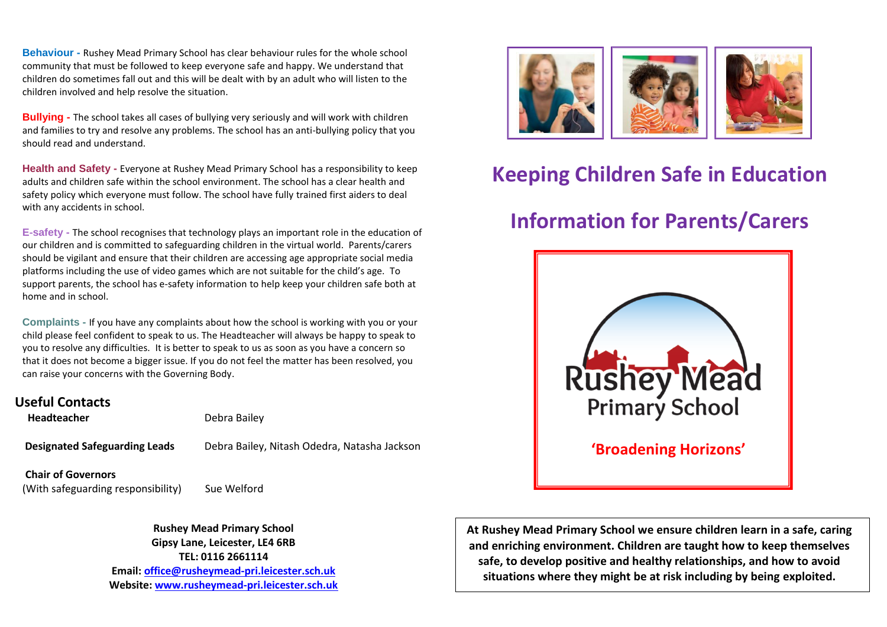**Behaviour -** Rushey Mead Primary School has clear behaviour rules for the whole school community that must be followed to keep everyone safe and happy. We understand that children do sometimes fall out and this will be dealt with by an adult who will listen to the children involved and help resolve the situation.

**Bullying -** The school takes all cases of bullying very seriously and will work with children and families to try and resolve any problems. The school has an anti-bullying policy that you should read and understand.

**Health and Safety -** Everyone at Rushey Mead Primary School has a responsibility to keep adults and children safe within the school environment. The school has a clear health and safety policy which everyone must follow. The school have fully trained first aiders to deal with any accidents in school.

**E-safety -** The school recognises that technology plays an important role in the education of our children and is committed to safeguarding children in the virtual world. Parents/carers should be vigilant and ensure that their children are accessing age appropriate social media platforms including the use of video games which are not suitable for the child's age. To support parents, the school has e-safety information to help keep your children safe both at home and in school.

**Complaints -** If you have any complaints about how the school is working with you or your child please feel confident to speak to us. The Headteacher will always be happy to speak to you to resolve any difficulties. It is better to speak to us as soon as you have a concern so that it does not become a bigger issue. If you do not feel the matter has been resolved, you can raise your concerns with the Governing Body.

## Useful Contacts

| | |
|---|---|
| **Headteacher** | Debra Bailey |
| **Designated Safeguarding Leads** | Debra Bailey, Nitash Odedra, Natasha Jackson |
| **Chair of Governors** (With safeguarding responsibility) | Sue Welford |

**Rushey Mead Primary School**
**Gipsy Lane, Leicester, LE4 6RB**
**TEL: 0116 2661114**
**Email: office@rusheymead-pri.leicester.sch.uk**
**Website: www.rusheymead-pri.leicester.sch.uk**

# Keeping Children Safe in Education

# Information for Parents/Carers

Rushey Mead Primary School

**'Broadening Horizons'**

**At Rushey Mead Primary School we ensure children learn in a safe, caring and enriching environment. Children are taught how to keep themselves safe, to develop positive and healthy relationships, and how to avoid situations where they might be at risk including by being exploited.**